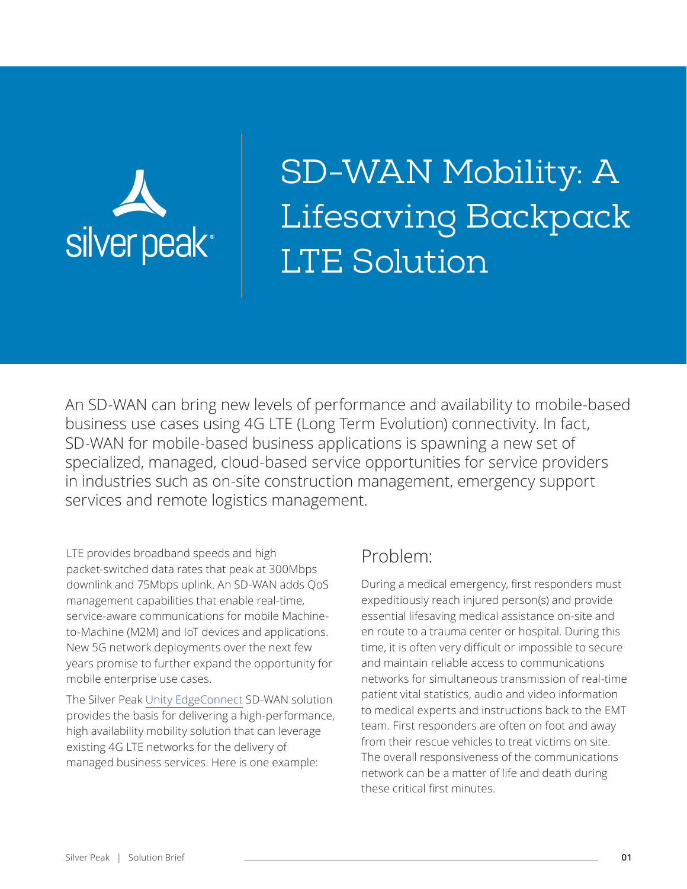# SD-WAN Mobility: A Lifesaving Backpack LTE Solution

An SD-WAN can bring new levels of performance and availability to mobile-based business use cases using 4G LTE (Long Term Evolution) connectivity. In fact, SD-WAN for mobile-based business applications is spawning a new set of specialized, managed, cloud-based service opportunities for service providers in industries such as on-site construction management, emergency support services and remote logistics management.

LTE provides broadband speeds and high packet-switched data rates that peak at 300Mbps downlink and 75Mbps uplink. An SD-WAN adds QoS management capabilities that enable real-time, service-aware communications for mobile Machine-to-Machine (M2M) and IoT devices and applications. New 5G network deployments over the next few years promise to further expand the opportunity for mobile enterprise use cases.

The Silver Peak Unity EdgeConnect SD-WAN solution provides the basis for delivering a high-performance, high availability mobility solution that can leverage existing 4G LTE networks for the delivery of managed business services. Here is one example:

## Problem:

During a medical emergency, first responders must expeditiously reach injured person(s) and provide essential lifesaving medical assistance on-site and en route to a trauma center or hospital. During this time, it is often very difficult or impossible to secure and maintain reliable access to communications networks for simultaneous transmission of real-time patient vital statistics, audio and video information to medical experts and instructions back to the EMT team. First responders are often on foot and away from their rescue vehicles to treat victims on site. The overall responsiveness of the communications network can be a matter of life and death during these critical first minutes.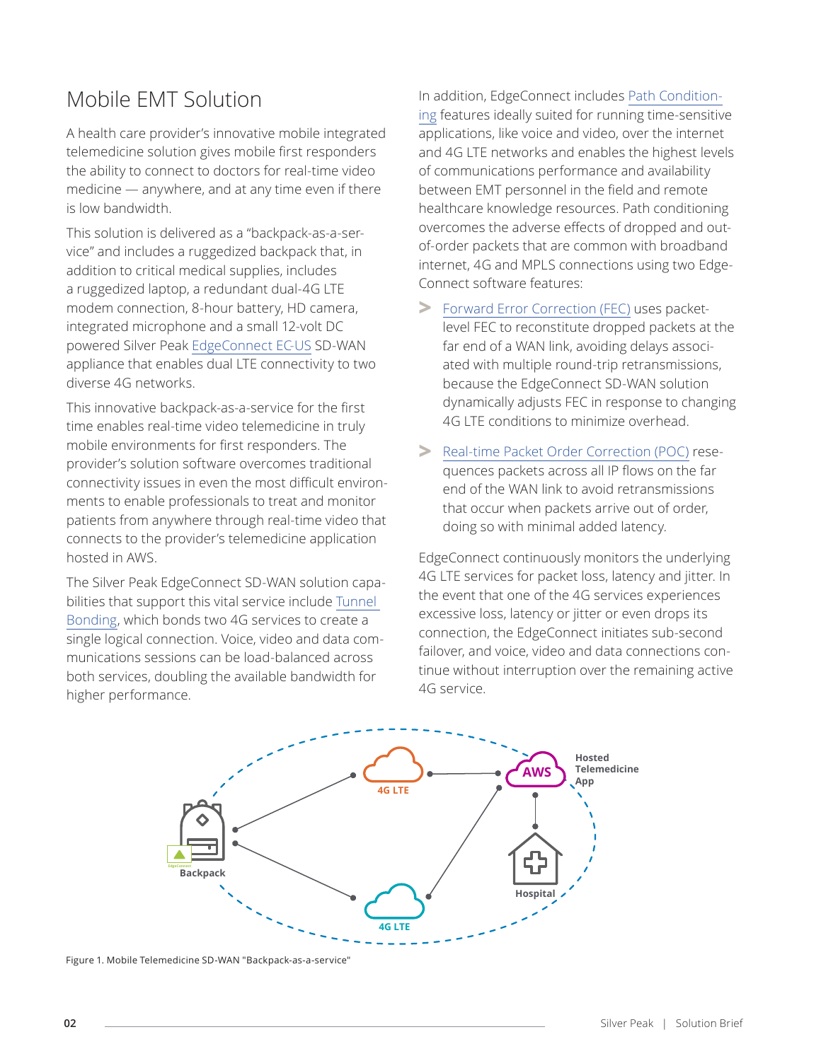## Mobile EMT Solution

A health care provider's innovative mobile integrated telemedicine solution gives mobile first responders the ability to connect to doctors for real-time video medicine — anywhere, and at any time even if there is low bandwidth.

This solution is delivered as a "backpack-as-a-service" and includes a ruggedized backpack that, in addition to critical medical supplies, includes a ruggedized laptop, a redundant dual-4G LTE modem connection, 8-hour battery, HD camera, integrated microphone and a small 12-volt DC powered Silver Peak EdgeConnect EC-US SD-WAN appliance that enables dual LTE connectivity to two diverse 4G networks.

This innovative backpack-as-a-service for the first time enables real-time video telemedicine in truly mobile environments for first responders. The provider's solution software overcomes traditional connectivity issues in even the most difficult environments to enable professionals to treat and monitor patients from anywhere through real-time video that connects to the provider's telemedicine application hosted in AWS.

The Silver Peak EdgeConnect SD-WAN solution capabilities that support this vital service include Tunnel Bonding, which bonds two 4G services to create a single logical connection. Voice, video and data communications sessions can be load-balanced across both services, doubling the available bandwidth for higher performance.

In addition, EdgeConnect includes Path Conditioning features ideally suited for running time-sensitive applications, like voice and video, over the internet and 4G LTE networks and enables the highest levels of communications performance and availability between EMT personnel in the field and remote healthcare knowledge resources. Path conditioning overcomes the adverse effects of dropped and out-of-order packets that are common with broadband internet, 4G and MPLS connections using two EdgeConnect software features:

- Forward Error Correction (FEC) uses packet-level FEC to reconstitute dropped packets at the far end of a WAN link, avoiding delays associated with multiple round-trip retransmissions, because the EdgeConnect SD-WAN solution dynamically adjusts FEC in response to changing 4G LTE conditions to minimize overhead.
- Real-time Packet Order Correction (POC) resequences packets across all IP flows on the far end of the WAN link to avoid retransmissions that occur when packets arrive out of order, doing so with minimal added latency.

EdgeConnect continuously monitors the underlying 4G LTE services for packet loss, latency and jitter. In the event that one of the 4G services experiences excessive loss, latency or jitter or even drops its connection, the EdgeConnect initiates sub-second failover, and voice, video and data connections continue without interruption over the remaining active 4G service.

Figure 1. Mobile Telemedicine SD-WAN "Backpack-as-a-service"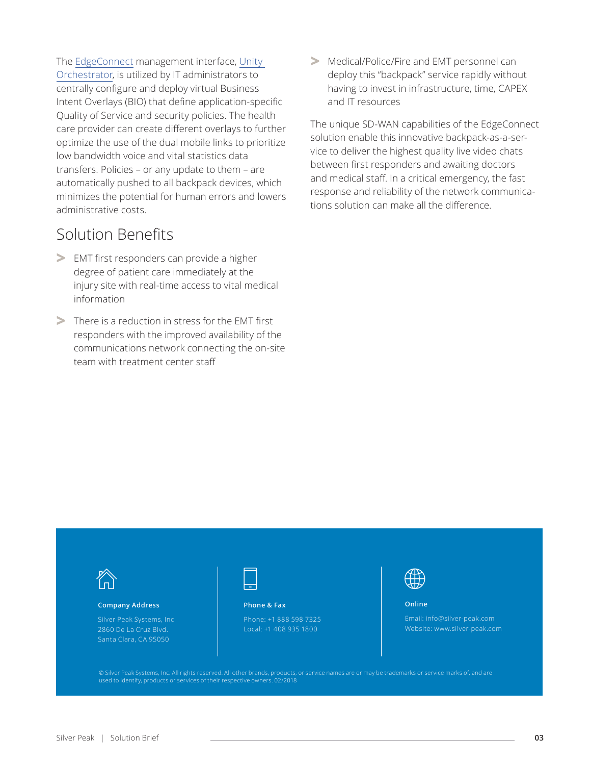The EdgeConnect management interface, Unity Orchestrator, is utilized by IT administrators to centrally configure and deploy virtual Business Intent Overlays (BIO) that define application-specific Quality of Service and security policies. The health care provider can create different overlays to further optimize the use of the dual mobile links to prioritize low bandwidth voice and vital statistics data transfers. Policies – or any update to them – are automatically pushed to all backpack devices, which minimizes the potential for human errors and lowers administrative costs.

## Solution Benefits

- EMT first responders can provide a higher degree of patient care immediately at the injury site with real-time access to vital medical information
- There is a reduction in stress for the EMT first responders with the improved availability of the communications network connecting the on-site team with treatment center staff
- Medical/Police/Fire and EMT personnel can deploy this "backpack" service rapidly without having to invest in infrastructure, time, CAPEX and IT resources

The unique SD-WAN capabilities of the EdgeConnect solution enable this innovative backpack-as-a-service to deliver the highest quality live video chats between first responders and awaiting doctors and medical staff. In a critical emergency, the fast response and reliability of the network communications solution can make all the difference.

**Company Address**

Silver Peak Systems, Inc
2860 De La Cruz Blvd.
Santa Clara, CA 95050

**Phone & Fax**

Phone: +1 888 598 7325
Local: +1 408 935 1800

**Online**

Email: info@silver-peak.com
Website: www.silver-peak.com

© Silver Peak Systems, Inc. All rights reserved. All other brands, products, or service names are or may be trademarks or service marks of, and are used to identify, products or services of their respective owners. 02/2018